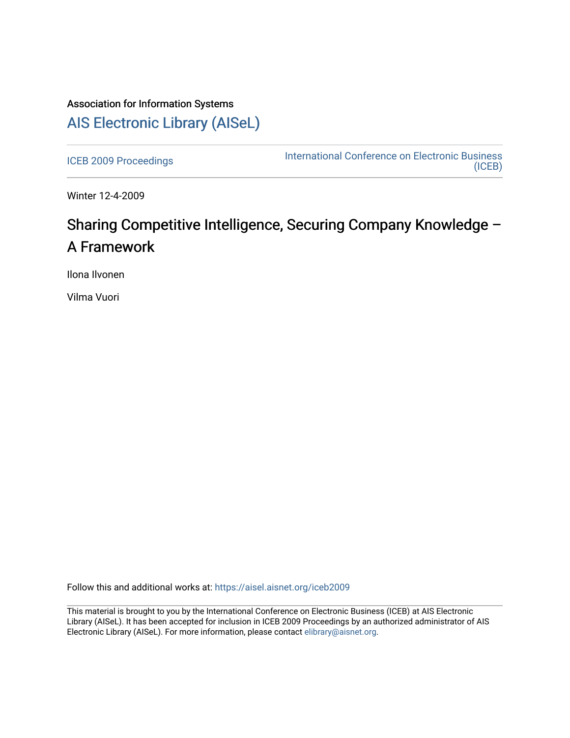Association for Information Systems

# AIS Electronic Library (AISeL)

ICEB 2009 Proceedings | International Conference on Electronic Business (ICEB)

Winter 12-4-2009

## Sharing Competitive Intelligence, Securing Company Knowledge – A Framework

Ilona Ilvonen

Vilma Vuori

Follow this and additional works at: https://aisel.aisnet.org/iceb2009

This material is brought to you by the International Conference on Electronic Business (ICEB) at AIS Electronic Library (AISeL). It has been accepted for inclusion in ICEB 2009 Proceedings by an authorized administrator of AIS Electronic Library (AISeL). For more information, please contact elibrary@aisnet.org.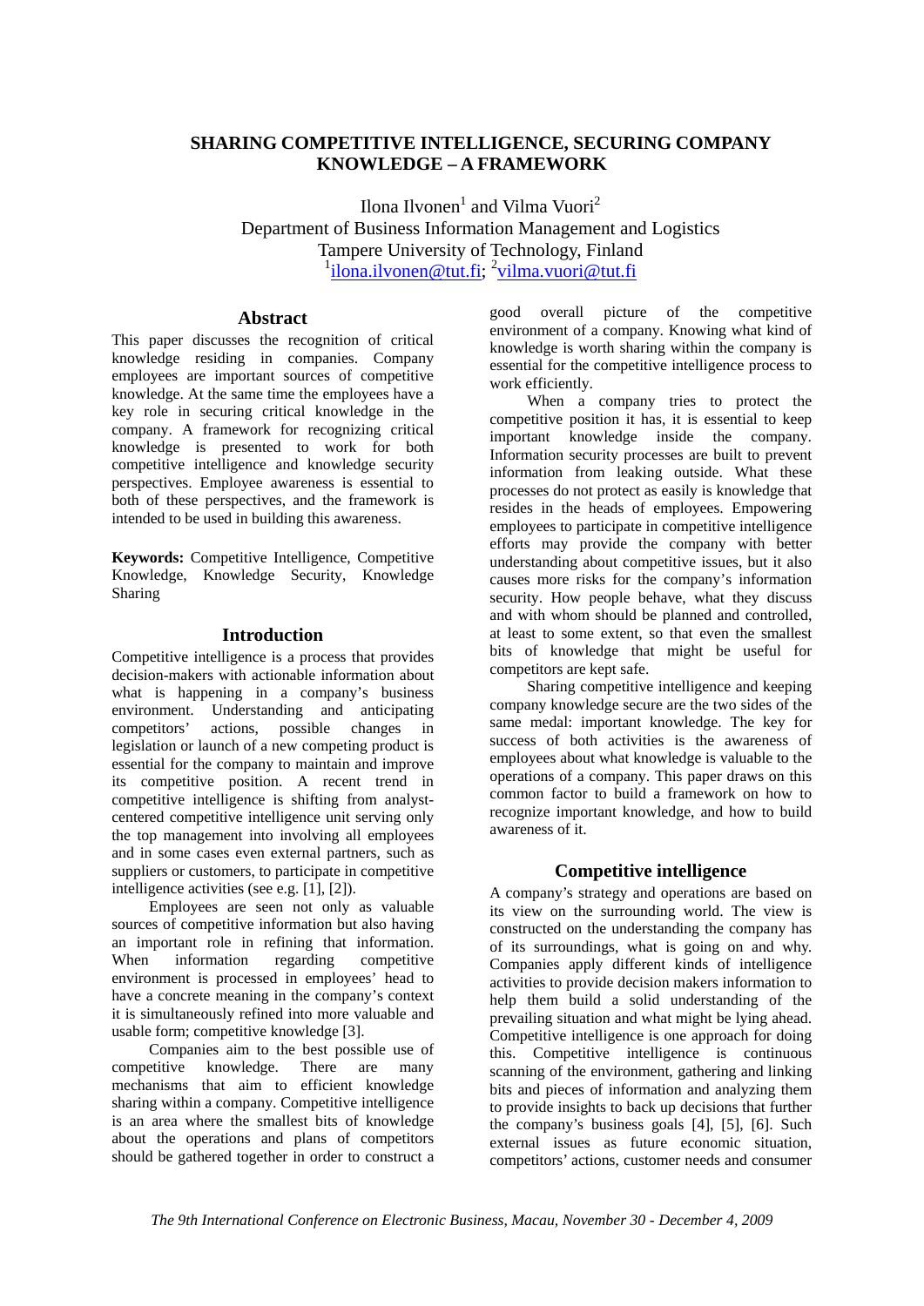# SHARING COMPETITIVE INTELLIGENCE, SECURING COMPANY KNOWLEDGE – A FRAMEWORK

Ilona Ilvonen[1] and Vilma Vuori[2]
Department of Business Information Management and Logistics
Tampere University of Technology, Finland
[1]ilona.ilvonen@tut.fi; [2]vilma.vuori@tut.fi

## Abstract

This paper discusses the recognition of critical knowledge residing in companies. Company employees are important sources of competitive knowledge. At the same time the employees have a key role in securing critical knowledge in the company. A framework for recognizing critical knowledge is presented to work for both competitive intelligence and knowledge security perspectives. Employee awareness is essential to both of these perspectives, and the framework is intended to be used in building this awareness.

**Keywords:** Competitive Intelligence, Competitive Knowledge, Knowledge Security, Knowledge Sharing

## Introduction

Competitive intelligence is a process that provides decision-makers with actionable information about what is happening in a company's business environment. Understanding and anticipating competitors' actions, possible changes in legislation or launch of a new competing product is essential for the company to maintain and improve its competitive position. A recent trend in competitive intelligence is shifting from analyst-centered competitive intelligence unit serving only the top management into involving all employees and in some cases even external partners, such as suppliers or customers, to participate in competitive intelligence activities (see e.g. [1], [2]).

Employees are seen not only as valuable sources of competitive information but also having an important role in refining that information. When information regarding competitive environment is processed in employees' head to have a concrete meaning in the company's context it is simultaneously refined into more valuable and usable form; competitive knowledge [3].

Companies aim to the best possible use of competitive knowledge. There are many mechanisms that aim to efficient knowledge sharing within a company. Competitive intelligence is an area where the smallest bits of knowledge about the operations and plans of competitors should be gathered together in order to construct a good overall picture of the competitive environment of a company. Knowing what kind of knowledge is worth sharing within the company is essential for the competitive intelligence process to work efficiently.

When a company tries to protect the competitive position it has, it is essential to keep important knowledge inside the company. Information security processes are built to prevent information from leaking outside. What these processes do not protect as easily is knowledge that resides in the heads of employees. Empowering employees to participate in competitive intelligence efforts may provide the company with better understanding about competitive issues, but it also causes more risks for the company's information security. How people behave, what they discuss and with whom should be planned and controlled, at least to some extent, so that even the smallest bits of knowledge that might be useful for competitors are kept safe.

Sharing competitive intelligence and keeping company knowledge secure are the two sides of the same medal: important knowledge. The key for success of both activities is the awareness of employees about what knowledge is valuable to the operations of a company. This paper draws on this common factor to build a framework on how to recognize important knowledge, and how to build awareness of it.

## Competitive intelligence

A company's strategy and operations are based on its view on the surrounding world. The view is constructed on the understanding the company has of its surroundings, what is going on and why. Companies apply different kinds of intelligence activities to provide decision makers information to help them build a solid understanding of the prevailing situation and what might be lying ahead. Competitive intelligence is one approach for doing this. Competitive intelligence is continuous scanning of the environment, gathering and linking bits and pieces of information and analyzing them to provide insights to back up decisions that further the company's business goals [4], [5], [6]. Such external issues as future economic situation, competitors' actions, customer needs and consumer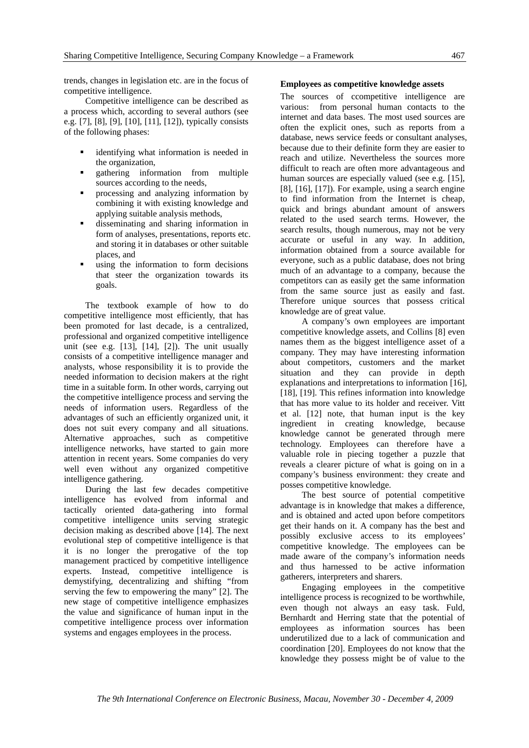trends, changes in legislation etc. are in the focus of competitive intelligence.

Competitive intelligence can be described as a process which, according to several authors (see e.g. [7], [8], [9], [10], [11], [12]), typically consists of the following phases:

- identifying what information is needed in the organization,
- gathering information from multiple sources according to the needs,
- processing and analyzing information by combining it with existing knowledge and applying suitable analysis methods,
- disseminating and sharing information in form of analyses, presentations, reports etc. and storing it in databases or other suitable places, and
- using the information to form decisions that steer the organization towards its goals.

The textbook example of how to do competitive intelligence most efficiently, that has been promoted for last decade, is a centralized, professional and organized competitive intelligence unit (see e.g. [13], [14], [2]). The unit usually consists of a competitive intelligence manager and analysts, whose responsibility it is to provide the needed information to decision makers at the right time in a suitable form. In other words, carrying out the competitive intelligence process and serving the needs of information users. Regardless of the advantages of such an efficiently organized unit, it does not suit every company and all situations. Alternative approaches, such as competitive intelligence networks, have started to gain more attention in recent years. Some companies do very well even without any organized competitive intelligence gathering.

During the last few decades competitive intelligence has evolved from informal and tactically oriented data-gathering into formal competitive intelligence units serving strategic decision making as described above [14]. The next evolutional step of competitive intelligence is that it is no longer the prerogative of the top management practiced by competitive intelligence experts. Instead, competitive intelligence is demystifying, decentralizing and shifting "from serving the few to empowering the many" [2]. The new stage of competitive intelligence emphasizes the value and significance of human input in the competitive intelligence process over information systems and engages employees in the process.

**Employees as competitive knowledge assets**

The sources of ccompetitive intelligence are various: from personal human contacts to the internet and data bases. The most used sources are often the explicit ones, such as reports from a database, news service feeds or consultant analyses, because due to their definite form they are easier to reach and utilize. Nevertheless the sources more difficult to reach are often more advantageous and human sources are especially valued (see e.g. [15], [8], [16], [17]). For example, using a search engine to find information from the Internet is cheap, quick and brings abundant amount of answers related to the used search terms. However, the search results, though numerous, may not be very accurate or useful in any way. In addition, information obtained from a source available for everyone, such as a public database, does not bring much of an advantage to a company, because the competitors can as easily get the same information from the same source just as easily and fast. Therefore unique sources that possess critical knowledge are of great value.

A company's own employees are important competitive knowledge assets, and Collins [8] even names them as the biggest intelligence asset of a company. They may have interesting information about competitors, customers and the market situation and they can provide in depth explanations and interpretations to information [16], [18], [19]. This refines information into knowledge that has more value to its holder and receiver. Vitt et al. [12] note, that human input is the key ingredient in creating knowledge, because knowledge cannot be generated through mere technology. Employees can therefore have a valuable role in piecing together a puzzle that reveals a clearer picture of what is going on in a company's business environment: they create and posses competitive knowledge.

The best source of potential competitive advantage is in knowledge that makes a difference, and is obtained and acted upon before competitors get their hands on it. A company has the best and possibly exclusive access to its employees' competitive knowledge. The employees can be made aware of the company's information needs and thus harnessed to be active information gatherers, interpreters and sharers.

Engaging employees in the competitive intelligence process is recognized to be worthwhile, even though not always an easy task. Fuld, Bernhardt and Herring state that the potential of employees as information sources has been underutilized due to a lack of communication and coordination [20]. Employees do not know that the knowledge they possess might be of value to the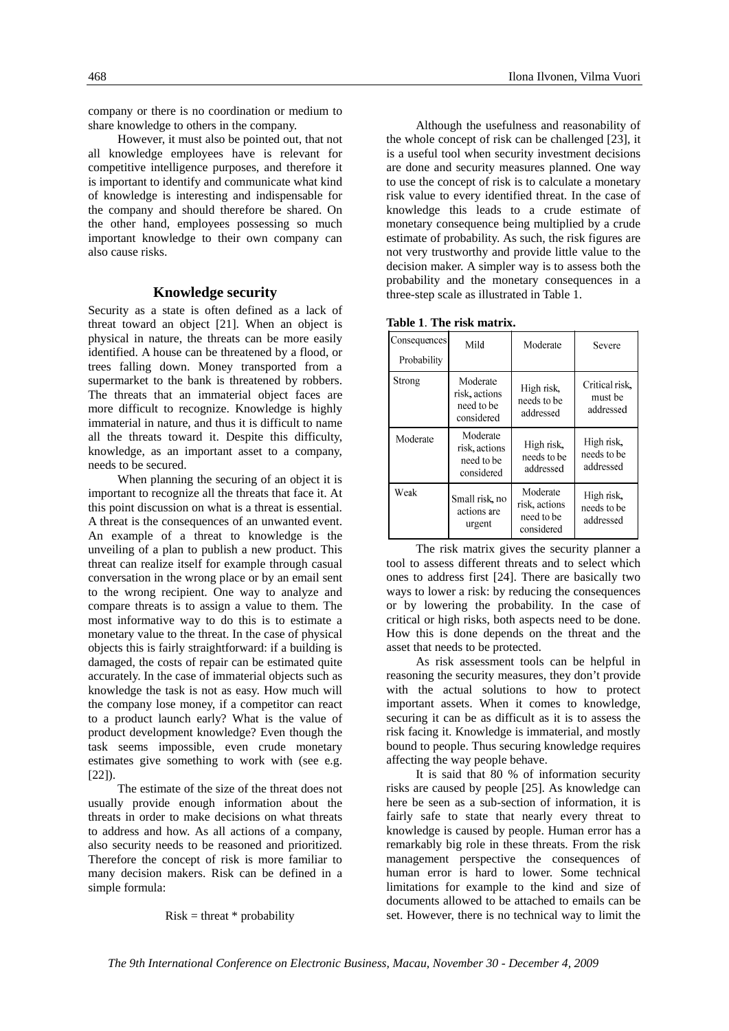company or there is no coordination or medium to share knowledge to others in the company.

However, it must also be pointed out, that not all knowledge employees have is relevant for competitive intelligence purposes, and therefore it is important to identify and communicate what kind of knowledge is interesting and indispensable for the company and should therefore be shared. On the other hand, employees possessing so much important knowledge to their own company can also cause risks.

## Knowledge security

Security as a state is often defined as a lack of threat toward an object [21]. When an object is physical in nature, the threats can be more easily identified. A house can be threatened by a flood, or trees falling down. Money transported from a supermarket to the bank is threatened by robbers. The threats that an immaterial object faces are more difficult to recognize. Knowledge is highly immaterial in nature, and thus it is difficult to name all the threats toward it. Despite this difficulty, knowledge, as an important asset to a company, needs to be secured.

When planning the securing of an object it is important to recognize all the threats that face it. At this point discussion on what is a threat is essential. A threat is the consequences of an unwanted event. An example of a threat to knowledge is the unveiling of a plan to publish a new product. This threat can realize itself for example through casual conversation in the wrong place or by an email sent to the wrong recipient. One way to analyze and compare threats is to assign a value to them. The most informative way to do this is to estimate a monetary value to the threat. In the case of physical objects this is fairly straightforward: if a building is damaged, the costs of repair can be estimated quite accurately. In the case of immaterial objects such as knowledge the task is not as easy. How much will the company lose money, if a competitor can react to a product launch early? What is the value of product development knowledge? Even though the task seems impossible, even crude monetary estimates give something to work with (see e.g. [22]).

The estimate of the size of the threat does not usually provide enough information about the threats in order to make decisions on what threats to address and how. As all actions of a company, also security needs to be reasoned and prioritized. Therefore the concept of risk is more familiar to many decision makers. Risk can be defined in a simple formula:

$$\text{Risk} = \text{threat} * \text{probability}$$

Although the usefulness and reasonability of the whole concept of risk can be challenged [23], it is a useful tool when security investment decisions are done and security measures planned. One way to use the concept of risk is to calculate a monetary risk value to every identified threat. In the case of knowledge this leads to a crude estimate of monetary consequence being multiplied by a crude estimate of probability. As such, the risk figures are not very trustworthy and provide little value to the decision maker. A simpler way is to assess both the probability and the monetary consequences in a three-step scale as illustrated in Table 1.

**Table 1**. **The risk matrix.**

| Consequences / Probability | Mild | Moderate | Severe |
|---|---|---|---|
| Strong | Moderate risk, actions need to be considered | High risk, needs to be addressed | Critical risk, must be addressed |
| Moderate | Moderate risk, actions need to be considered | High risk, needs to be addressed | High risk, needs to be addressed |
| Weak | Small risk, no actions are urgent | Moderate risk, actions need to be considered | High risk, needs to be addressed |

The risk matrix gives the security planner a tool to assess different threats and to select which ones to address first [24]. There are basically two ways to lower a risk: by reducing the consequences or by lowering the probability. In the case of critical or high risks, both aspects need to be done. How this is done depends on the threat and the asset that needs to be protected.

As risk assessment tools can be helpful in reasoning the security measures, they don't provide with the actual solutions to how to protect important assets. When it comes to knowledge, securing it can be as difficult as it is to assess the risk facing it. Knowledge is immaterial, and mostly bound to people. Thus securing knowledge requires affecting the way people behave.

It is said that 80 % of information security risks are caused by people [25]. As knowledge can here be seen as a sub-section of information, it is fairly safe to state that nearly every threat to knowledge is caused by people. Human error has a remarkably big role in these threats. From the risk management perspective the consequences of human error is hard to lower. Some technical limitations for example to the kind and size of documents allowed to be attached to emails can be set. However, there is no technical way to limit the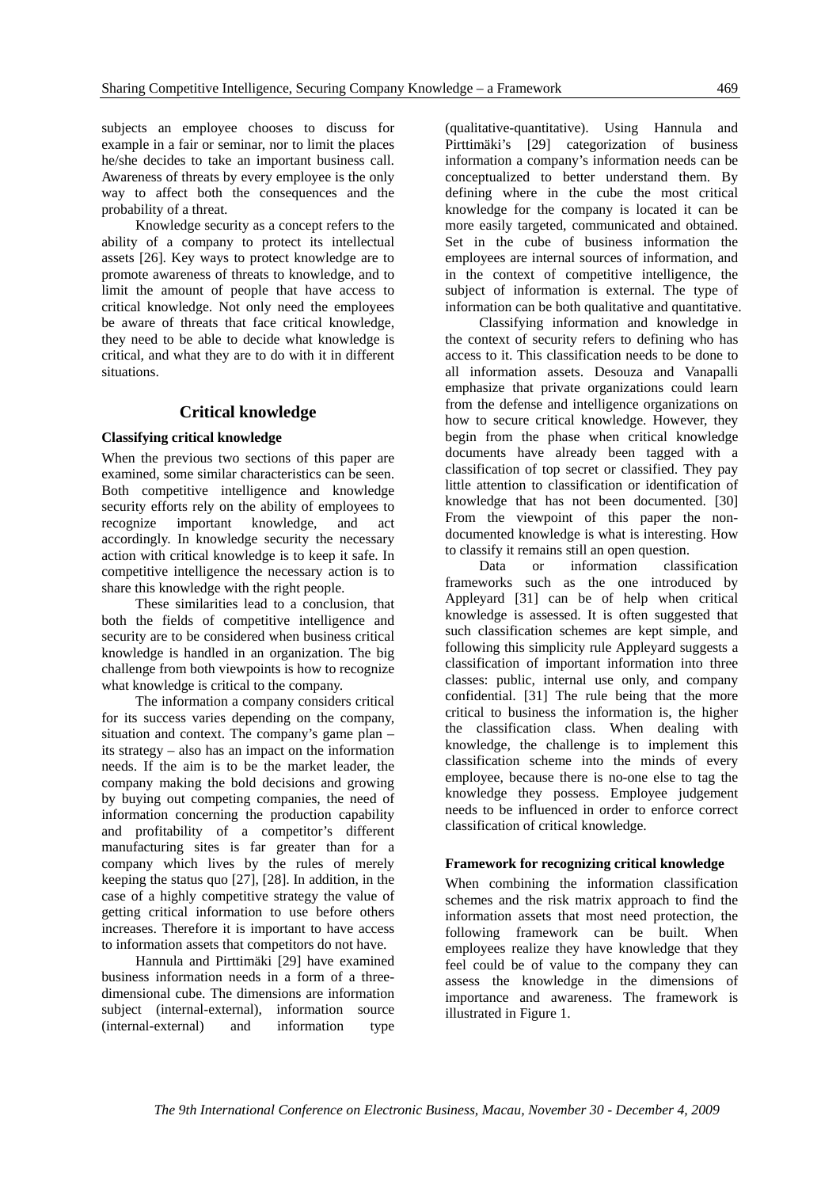subjects an employee chooses to discuss for example in a fair or seminar, nor to limit the places he/she decides to take an important business call. Awareness of threats by every employee is the only way to affect both the consequences and the probability of a threat.

Knowledge security as a concept refers to the ability of a company to protect its intellectual assets [26]. Key ways to protect knowledge are to promote awareness of threats to knowledge, and to limit the amount of people that have access to critical knowledge. Not only need the employees be aware of threats that face critical knowledge, they need to be able to decide what knowledge is critical, and what they are to do with it in different situations.

## Critical knowledge

### Classifying critical knowledge

When the previous two sections of this paper are examined, some similar characteristics can be seen. Both competitive intelligence and knowledge security efforts rely on the ability of employees to recognize important knowledge, and act accordingly. In knowledge security the necessary action with critical knowledge is to keep it safe. In competitive intelligence the necessary action is to share this knowledge with the right people.

These similarities lead to a conclusion, that both the fields of competitive intelligence and security are to be considered when business critical knowledge is handled in an organization. The big challenge from both viewpoints is how to recognize what knowledge is critical to the company.

The information a company considers critical for its success varies depending on the company, situation and context. The company's game plan – its strategy – also has an impact on the information needs. If the aim is to be the market leader, the company making the bold decisions and growing by buying out competing companies, the need of information concerning the production capability and profitability of a competitor's different manufacturing sites is far greater than for a company which lives by the rules of merely keeping the status quo [27], [28]. In addition, in the case of a highly competitive strategy the value of getting critical information to use before others increases. Therefore it is important to have access to information assets that competitors do not have.

Hannula and Pirttimäki [29] have examined business information needs in a form of a three-dimensional cube. The dimensions are information subject (internal-external), information source (internal-external) and information type (qualitative-quantitative). Using Hannula and Pirttimäki's [29] categorization of business information a company's information needs can be conceptualized to better understand them. By defining where in the cube the most critical knowledge for the company is located it can be more easily targeted, communicated and obtained. Set in the cube of business information the employees are internal sources of information, and in the context of competitive intelligence, the subject of information is external. The type of information can be both qualitative and quantitative.

Classifying information and knowledge in the context of security refers to defining who has access to it. This classification needs to be done to all information assets. Desouza and Vanapalli emphasize that private organizations could learn from the defense and intelligence organizations on how to secure critical knowledge. However, they begin from the phase when critical knowledge documents have already been tagged with a classification of top secret or classified. They pay little attention to classification or identification of knowledge that has not been documented. [30] From the viewpoint of this paper the non-documented knowledge is what is interesting. How to classify it remains still an open question.

Data or information classification frameworks such as the one introduced by Appleyard [31] can be of help when critical knowledge is assessed. It is often suggested that such classification schemes are kept simple, and following this simplicity rule Appleyard suggests a classification of important information into three classes: public, internal use only, and company confidential. [31] The rule being that the more critical to business the information is, the higher the classification class. When dealing with knowledge, the challenge is to implement this classification scheme into the minds of every employee, because there is no-one else to tag the knowledge they possess. Employee judgement needs to be influenced in order to enforce correct classification of critical knowledge.

### Framework for recognizing critical knowledge

When combining the information classification schemes and the risk matrix approach to find the information assets that most need protection, the following framework can be built. When employees realize they have knowledge that they feel could be of value to the company they can assess the knowledge in the dimensions of importance and awareness. The framework is illustrated in Figure 1.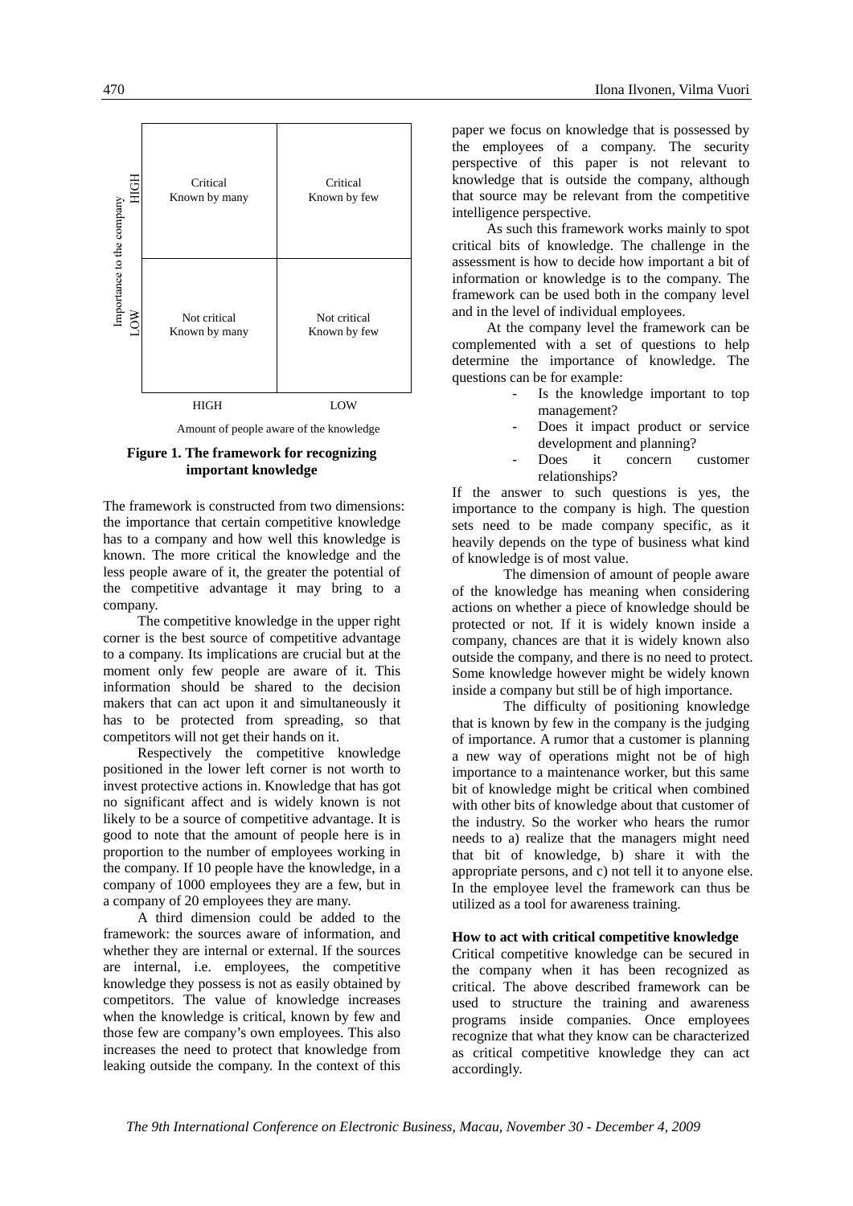| Importance to the company | HIGH (amount of people aware) | LOW (amount of people aware) |
|---|---|---|
| HIGH | Critical<br>Known by many | Critical<br>Known by few |
| LOW | Not critical<br>Known by many | Not critical<br>Known by few |

Amount of people aware of the knowledge

**Figure 1. The framework for recognizing important knowledge**

The framework is constructed from two dimensions: the importance that certain competitive knowledge has to a company and how well this knowledge is known. The more critical the knowledge and the less people aware of it, the greater the potential of the competitive advantage it may bring to a company.

The competitive knowledge in the upper right corner is the best source of competitive advantage to a company. Its implications are crucial but at the moment only few people are aware of it. This information should be shared to the decision makers that can act upon it and simultaneously it has to be protected from spreading, so that competitors will not get their hands on it.

Respectively the competitive knowledge positioned in the lower left corner is not worth to invest protective actions in. Knowledge that has got no significant affect and is widely known is not likely to be a source of competitive advantage. It is good to note that the amount of people here is in proportion to the number of employees working in the company. If 10 people have the knowledge, in a company of 1000 employees they are a few, but in a company of 20 employees they are many.

A third dimension could be added to the framework: the sources aware of information, and whether they are internal or external. If the sources are internal, i.e. employees, the competitive knowledge they possess is not as easily obtained by competitors. The value of knowledge increases when the knowledge is critical, known by few and those few are company's own employees. This also increases the need to protect that knowledge from leaking outside the company. In the context of this paper we focus on knowledge that is possessed by the employees of a company. The security perspective of this paper is not relevant to knowledge that is outside the company, although that source may be relevant from the competitive intelligence perspective.

As such this framework works mainly to spot critical bits of knowledge. The challenge in the assessment is how to decide how important a bit of information or knowledge is to the company. The framework can be used both in the company level and in the level of individual employees.

At the company level the framework can be complemented with a set of questions to help determine the importance of knowledge. The questions can be for example:

- Is the knowledge important to top management?
- Does it impact product or service development and planning?
- Does it concern customer relationships?

If the answer to such questions is yes, the importance to the company is high. The question sets need to be made company specific, as it heavily depends on the type of business what kind of knowledge is of most value.

The dimension of amount of people aware of the knowledge has meaning when considering actions on whether a piece of knowledge should be protected or not. If it is widely known inside a company, chances are that it is widely known also outside the company, and there is no need to protect. Some knowledge however might be widely known inside a company but still be of high importance.

The difficulty of positioning knowledge that is known by few in the company is the judging of importance. A rumor that a customer is planning a new way of operations might not be of high importance to a maintenance worker, but this same bit of knowledge might be critical when combined with other bits of knowledge about that customer of the industry. So the worker who hears the rumor needs to a) realize that the managers might need that bit of knowledge, b) share it with the appropriate persons, and c) not tell it to anyone else. In the employee level the framework can thus be utilized as a tool for awareness training.

### How to act with critical competitive knowledge

Critical competitive knowledge can be secured in the company when it has been recognized as critical. The above described framework can be used to structure the training and awareness programs inside companies. Once employees recognize that what they know can be characterized as critical competitive knowledge they can act accordingly.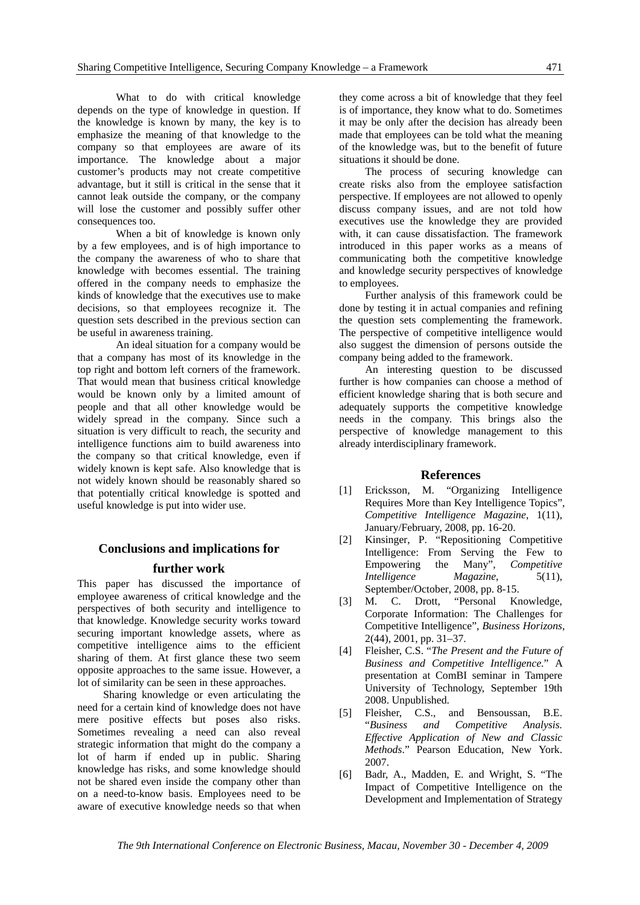What to do with critical knowledge depends on the type of knowledge in question. If the knowledge is known by many, the key is to emphasize the meaning of that knowledge to the company so that employees are aware of its importance. The knowledge about a major customer's products may not create competitive advantage, but it still is critical in the sense that it cannot leak outside the company, or the company will lose the customer and possibly suffer other consequences too.

When a bit of knowledge is known only by a few employees, and is of high importance to the company the awareness of who to share that knowledge with becomes essential. The training offered in the company needs to emphasize the kinds of knowledge that the executives use to make decisions, so that employees recognize it. The question sets described in the previous section can be useful in awareness training.

An ideal situation for a company would be that a company has most of its knowledge in the top right and bottom left corners of the framework. That would mean that business critical knowledge would be known only by a limited amount of people and that all other knowledge would be widely spread in the company. Since such a situation is very difficult to reach, the security and intelligence functions aim to build awareness into the company so that critical knowledge, even if widely known is kept safe. Also knowledge that is not widely known should be reasonably shared so that potentially critical knowledge is spotted and useful knowledge is put into wider use.

## Conclusions and implications for further work

This paper has discussed the importance of employee awareness of critical knowledge and the perspectives of both security and intelligence to that knowledge. Knowledge security works toward securing important knowledge assets, where as competitive intelligence aims to the efficient sharing of them. At first glance these two seem opposite approaches to the same issue. However, a lot of similarity can be seen in these approaches.

Sharing knowledge or even articulating the need for a certain kind of knowledge does not have mere positive effects but poses also risks. Sometimes revealing a need can also reveal strategic information that might do the company a lot of harm if ended up in public. Sharing knowledge has risks, and some knowledge should not be shared even inside the company other than on a need-to-know basis. Employees need to be aware of executive knowledge needs so that when they come across a bit of knowledge that they feel is of importance, they know what to do. Sometimes it may be only after the decision has already been made that employees can be told what the meaning of the knowledge was, but to the benefit of future situations it should be done.

The process of securing knowledge can create risks also from the employee satisfaction perspective. If employees are not allowed to openly discuss company issues, and are not told how executives use the knowledge they are provided with, it can cause dissatisfaction. The framework introduced in this paper works as a means of communicating both the competitive knowledge and knowledge security perspectives of knowledge to employees.

Further analysis of this framework could be done by testing it in actual companies and refining the question sets complementing the framework. The perspective of competitive intelligence would also suggest the dimension of persons outside the company being added to the framework.

An interesting question to be discussed further is how companies can choose a method of efficient knowledge sharing that is both secure and adequately supports the competitive knowledge needs in the company. This brings also the perspective of knowledge management to this already interdisciplinary framework.

## References

[1] Ericksson, M. "Organizing Intelligence Requires More than Key Intelligence Topics", *Competitive Intelligence Magazine*, 1(11), January/February, 2008, pp. 16-20.

[2] Kinsinger, P. "Repositioning Competitive Intelligence: From Serving the Few to Empowering the Many", *Competitive Intelligence Magazine*, 5(11), September/October, 2008, pp. 8-15.

[3] M. C. Drott, "Personal Knowledge, Corporate Information: The Challenges for Competitive Intelligence", *Business Horizons*, 2(44), 2001, pp. 31–37.

[4] Fleisher, C.S. "*The Present and the Future of Business and Competitive Intelligence*." A presentation at ComBI seminar in Tampere University of Technology, September 19th 2008. Unpublished.

[5] Fleisher, C.S., and Bensoussan, B.E. "*Business and Competitive Analysis. Effective Application of New and Classic Methods*." Pearson Education, New York. 2007.

[6] Badr, A., Madden, E. and Wright, S. "The Impact of Competitive Intelligence on the Development and Implementation of Strategy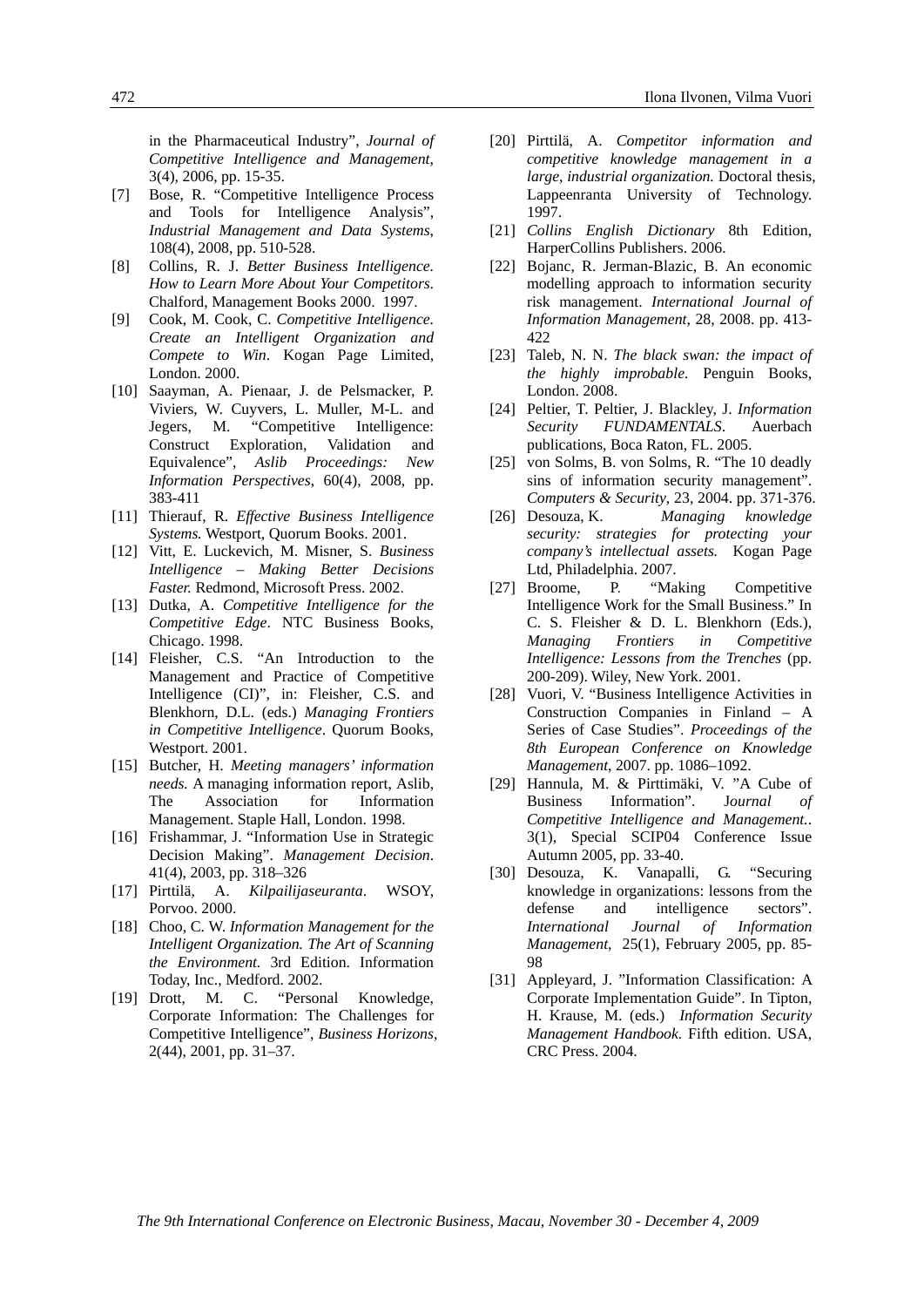in the Pharmaceutical Industry", *Journal of Competitive Intelligence and Management*, 3(4), 2006, pp. 15-35.

[7] Bose, R. "Competitive Intelligence Process and Tools for Intelligence Analysis", *Industrial Management and Data Systems*, 108(4), 2008, pp. 510-528.

[8] Collins, R. J. *Better Business Intelligence. How to Learn More About Your Competitors*. Chalford, Management Books 2000. 1997.

[9] Cook, M. Cook, C. *Competitive Intelligence. Create an Intelligent Organization and Compete to Win*. Kogan Page Limited, London. 2000.

[10] Saayman, A. Pienaar, J. de Pelsmacker, P. Viviers, W. Cuyvers, L. Muller, M-L. and Jegers, M. "Competitive Intelligence: Construct Exploration, Validation and Equivalence", *Aslib Proceedings: New Information Perspectives*, 60(4), 2008, pp. 383-411

[11] Thierauf, R. *Effective Business Intelligence Systems.* Westport, Quorum Books. 2001.

[12] Vitt, E. Luckevich, M. Misner, S. *Business Intelligence – Making Better Decisions Faster.* Redmond, Microsoft Press. 2002.

[13] Dutka, A. *Competitive Intelligence for the Competitive Edge*. NTC Business Books, Chicago. 1998.

[14] Fleisher, C.S. "An Introduction to the Management and Practice of Competitive Intelligence (CI)", in: Fleisher, C.S. and Blenkhorn, D.L. (eds.) *Managing Frontiers in Competitive Intelligence*. Quorum Books, Westport. 2001.

[15] Butcher, H. *Meeting managers' information needs.* A managing information report, Aslib, The Association for Information Management. Staple Hall, London. 1998.

[16] Frishammar, J. "Information Use in Strategic Decision Making". *Management Decision*. 41(4), 2003, pp. 318–326

[17] Pirttilä, A. *Kilpailijaseuranta*. WSOY, Porvoo. 2000.

[18] Choo, C. W. *Information Management for the Intelligent Organization. The Art of Scanning the Environment.* 3rd Edition. Information Today, Inc., Medford. 2002.

[19] Drott, M. C. "Personal Knowledge, Corporate Information: The Challenges for Competitive Intelligence", *Business Horizons*, 2(44), 2001, pp. 31–37.

[20] Pirttilä, A. *Competitor information and competitive knowledge management in a large, industrial organization.* Doctoral thesis, Lappeenranta University of Technology. 1997.

[21] *Collins English Dictionary* 8th Edition, HarperCollins Publishers. 2006.

[22] Bojanc, R. Jerman-Blazic, B. An economic modelling approach to information security risk management. *International Journal of Information Management*, 28, 2008. pp. 413-422

[23] Taleb, N. N. *The black swan: the impact of the highly improbable.* Penguin Books, London. 2008.

[24] Peltier, T. Peltier, J. Blackley, J. *Information Security FUNDAMENTALS*. Auerbach publications, Boca Raton, FL. 2005.

[25] von Solms, B. von Solms, R. "The 10 deadly sins of information security management". *Computers & Security*, 23, 2004. pp. 371-376.

[26] Desouza, K. *Managing knowledge security: strategies for protecting your company's intellectual assets.* Kogan Page Ltd, Philadelphia. 2007.

[27] Broome, P. "Making Competitive Intelligence Work for the Small Business." In C. S. Fleisher & D. L. Blenkhorn (Eds.), *Managing Frontiers in Competitive Intelligence: Lessons from the Trenches* (pp. 200-209). Wiley, New York. 2001.

[28] Vuori, V. "Business Intelligence Activities in Construction Companies in Finland – A Series of Case Studies". *Proceedings of the 8th European Conference on Knowledge Management*, 2007. pp. 1086–1092.

[29] Hannula, M. & Pirttimäki, V. "A Cube of Business Information". J*ournal of Competitive Intelligence and Management.*. 3(1), Special SCIP04 Conference Issue Autumn 2005, pp. 33-40.

[30] Desouza, K. Vanapalli, G. "Securing knowledge in organizations: lessons from the defense and intelligence sectors". *International Journal of Information Management*, 25(1), February 2005, pp. 85-98

[31] Appleyard, J. "Information Classification: A Corporate Implementation Guide". In Tipton, H. Krause, M. (eds.) *Information Security Management Handbook*. Fifth edition. USA, CRC Press. 2004.